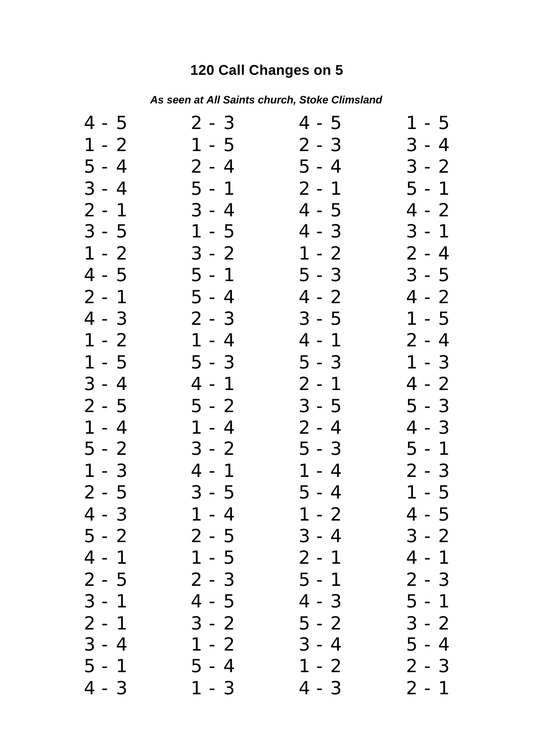# 120 Call Changes on 5

***As seen at All Saints church, Stoke Climsland***

| | | | |
|---|---|---|---|
| 4 - 5 | 2 - 3 | 4 - 5 | 1 - 5 |
| 1 - 2 | 1 - 5 | 2 - 3 | 3 - 4 |
| 5 - 4 | 2 - 4 | 5 - 4 | 3 - 2 |
| 3 - 4 | 5 - 1 | 2 - 1 | 5 - 1 |
| 2 - 1 | 3 - 4 | 4 - 5 | 4 - 2 |
| 3 - 5 | 1 - 5 | 4 - 3 | 3 - 1 |
| 1 - 2 | 3 - 2 | 1 - 2 | 2 - 4 |
| 4 - 5 | 5 - 1 | 5 - 3 | 3 - 5 |
| 2 - 1 | 5 - 4 | 4 - 2 | 4 - 2 |
| 4 - 3 | 2 - 3 | 3 - 5 | 1 - 5 |
| 1 - 2 | 1 - 4 | 4 - 1 | 2 - 4 |
| 1 - 5 | 5 - 3 | 5 - 3 | 1 - 3 |
| 3 - 4 | 4 - 1 | 2 - 1 | 4 - 2 |
| 2 - 5 | 5 - 2 | 3 - 5 | 5 - 3 |
| 1 - 4 | 1 - 4 | 2 - 4 | 4 - 3 |
| 5 - 2 | 3 - 2 | 5 - 3 | 5 - 1 |
| 1 - 3 | 4 - 1 | 1 - 4 | 2 - 3 |
| 2 - 5 | 3 - 5 | 5 - 4 | 1 - 5 |
| 4 - 3 | 1 - 4 | 1 - 2 | 4 - 5 |
| 5 - 2 | 2 - 5 | 3 - 4 | 3 - 2 |
| 4 - 1 | 1 - 5 | 2 - 1 | 4 - 1 |
| 2 - 5 | 2 - 3 | 5 - 1 | 2 - 3 |
| 3 - 1 | 4 - 5 | 4 - 3 | 5 - 1 |
| 2 - 1 | 3 - 2 | 5 - 2 | 3 - 2 |
| 3 - 4 | 1 - 2 | 3 - 4 | 5 - 4 |
| 5 - 1 | 5 - 4 | 1 - 2 | 2 - 3 |
| 4 - 3 | 1 - 3 | 4 - 3 | 2 - 1 |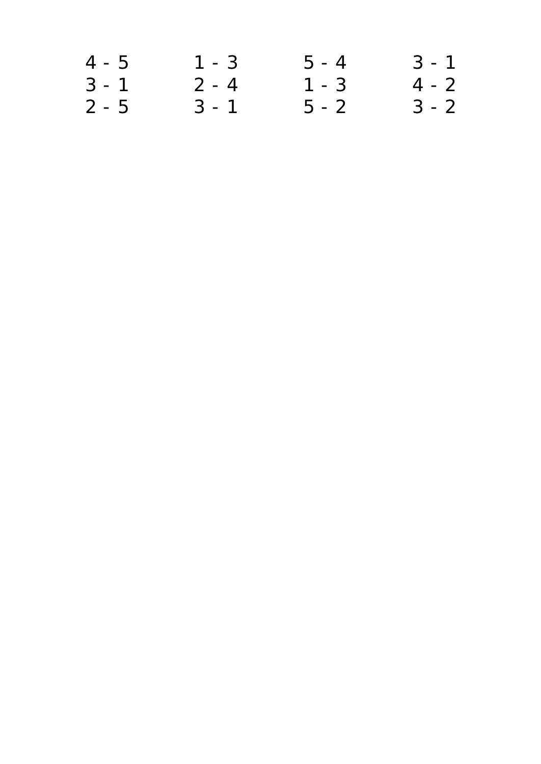| | | | |
|---|---|---|---|
| 4 - 5 | 1 - 3 | 5 - 4 | 3 - 1 |
| 3 - 1 | 2 - 4 | 1 - 3 | 4 - 2 |
| 2 - 5 | 3 - 1 | 5 - 2 | 3 - 2 |